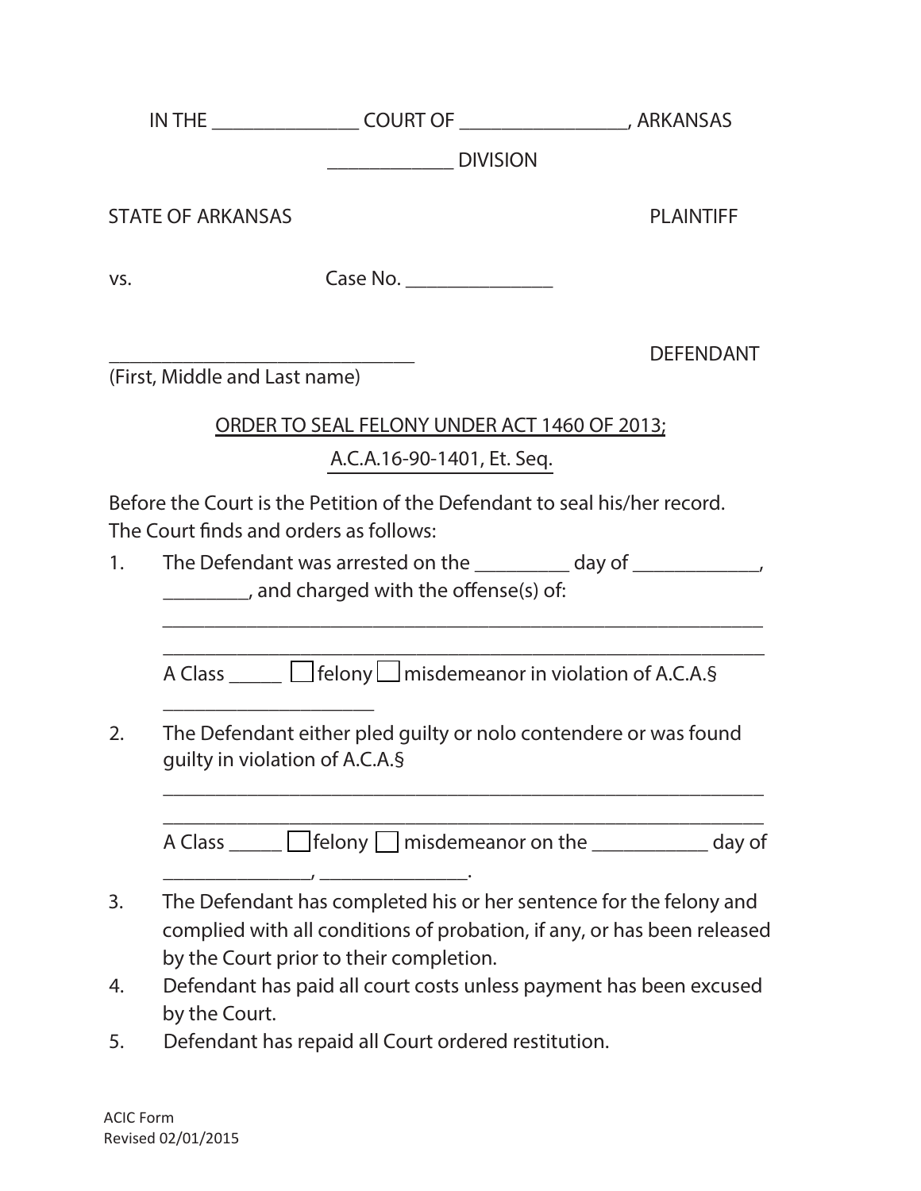IN THE ______________ COURT OF ________________, ARKANSAS

____________ DIVISION

STATE OF ARKANSAS PLAINTIFF

vs. Case No. ______________

______________________________ DEFENDANT
(First, Middle and Last name)

ORDER TO SEAL FELONY UNDER ACT 1460 OF 2013;

A.C.A.16-90-1401, Et. Seq.

Before the Court is the Petition of the Defendant to seal his/her record. The Court finds and orders as follows:

1. The Defendant was arrested on the _________ day of ____________, ________, and charged with the offense(s) of:

   ___________________________________________________________

   ___________________________________________________________

   A Class _____ ☐ felony ☐ misdemeanor in violation of A.C.A.§ ____________________

2. The Defendant either pled guilty or nolo contendere or was found guilty in violation of A.C.A.§

   ___________________________________________________________

   ___________________________________________________________

   A Class _____ ☐ felony ☐ misdemeanor on the ___________ day of ______________, ______________.

3. The Defendant has completed his or her sentence for the felony and complied with all conditions of probation, if any, or has been released by the Court prior to their completion.
4. Defendant has paid all court costs unless payment has been excused by the Court.
5. Defendant has repaid all Court ordered restitution.

ACIC Form
Revised 02/01/2015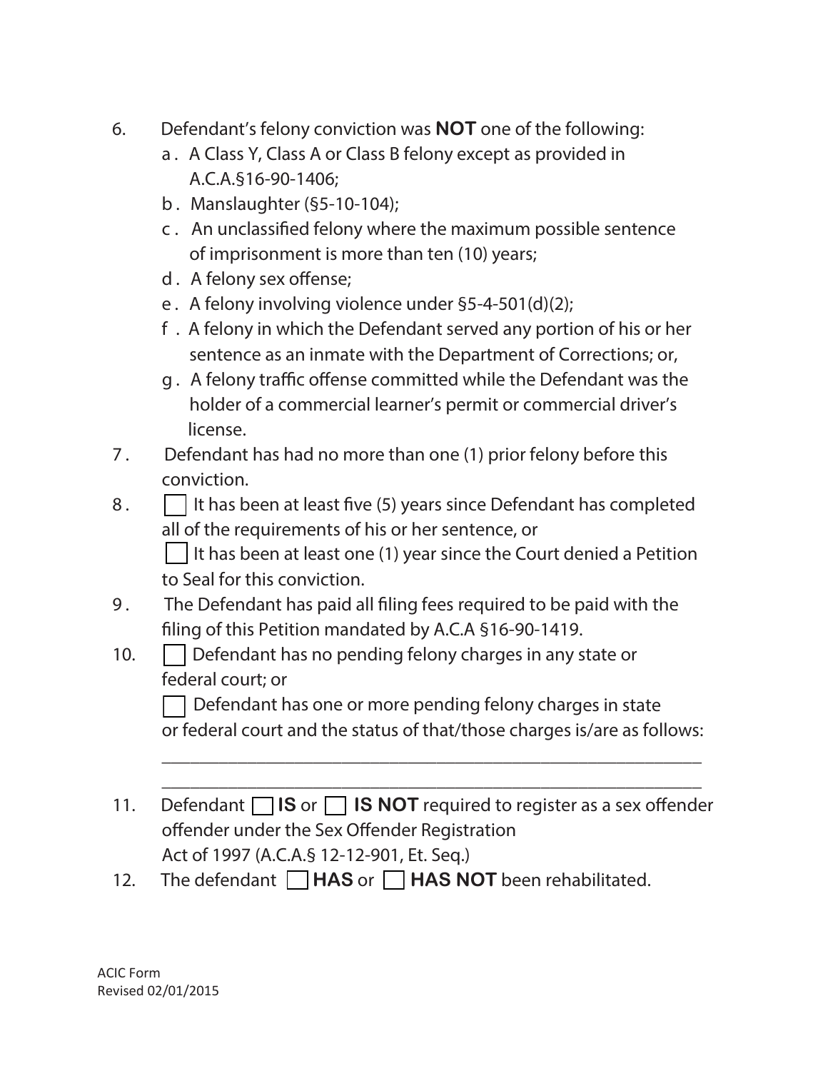6. Defendant's felony conviction was **NOT** one of the following:
   a. A Class Y, Class A or Class B felony except as provided in A.C.A.§16-90-1406;
   b. Manslaughter (§5-10-104);
   c. An unclassified felony where the maximum possible sentence of imprisonment is more than ten (10) years;
   d. A felony sex offense;
   e. A felony involving violence under §5-4-501(d)(2);
   f. A felony in which the Defendant served any portion of his or her sentence as an inmate with the Department of Corrections; or,
   g. A felony traffic offense committed while the Defendant was the holder of a commercial learner's permit or commercial driver's license.
7. Defendant has had no more than one (1) prior felony before this conviction.
8. ☐ It has been at least five (5) years since Defendant has completed all of the requirements of his or her sentence, or

   ☐ It has been at least one (1) year since the Court denied a Petition to Seal for this conviction.
9. The Defendant has paid all filing fees required to be paid with the filing of this Petition mandated by A.C.A §16-90-1419.
10. ☐ Defendant has no pending felony charges in any state or federal court; or

    ☐ Defendant has one or more pending felony charges in state or federal court and the status of that/those charges is/are as follows:

    ______________________________________________________________

    ______________________________________________________________
11. Defendant ☐ **IS** or ☐ **IS NOT** required to register as a sex offender offender under the Sex Offender Registration Act of 1997 (A.C.A.§ 12-12-901, Et. Seq.)
12. The defendant ☐ **HAS** or ☐ **HAS NOT** been rehabilitated.

ACIC Form
Revised 02/01/2015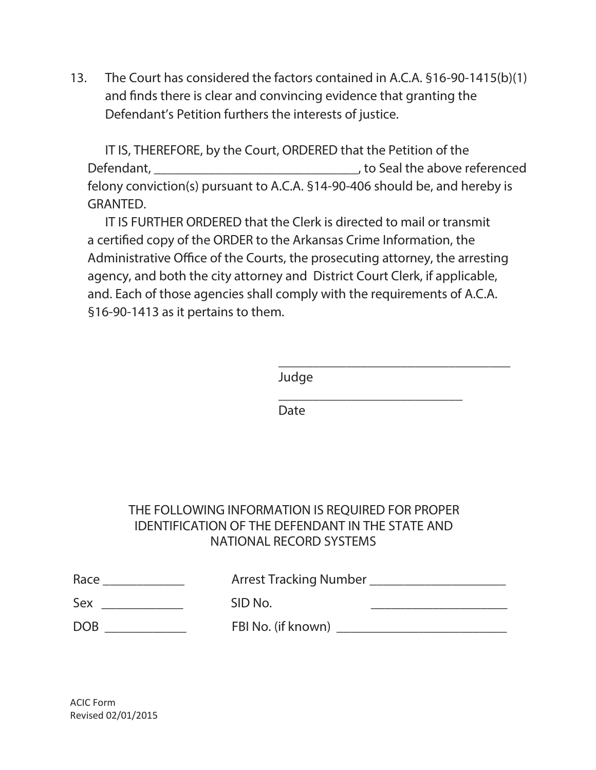13. The Court has considered the factors contained in A.C.A. §16-90-1415(b)(1) and finds there is clear and convincing evidence that granting the Defendant's Petition furthers the interests of justice.

IT IS, THEREFORE, by the Court, ORDERED that the Petition of the Defendant, ______________________________, to Seal the above referenced felony conviction(s) pursuant to A.C.A. §14-90-406 should be, and hereby is GRANTED.

IT IS FURTHER ORDERED that the Clerk is directed to mail or transmit a certified copy of the ORDER to the Arkansas Crime Information, the Administrative Office of the Courts, the prosecuting attorney, the arresting agency, and both the city attorney and District Court Clerk, if applicable, and. Each of those agencies shall comply with the requirements of A.C.A. §16-90-1413 as it pertains to them.

___________________________________
Judge

____________________________
Date

THE FOLLOWING INFORMATION IS REQUIRED FOR PROPER IDENTIFICATION OF THE DEFENDANT IN THE STATE AND NATIONAL RECORD SYSTEMS

Race ____________ Arrest Tracking Number ____________________

Sex ____________ SID No. ____________________

DOB ____________ FBI No. (if known) _________________________

ACIC Form
Revised 02/01/2015